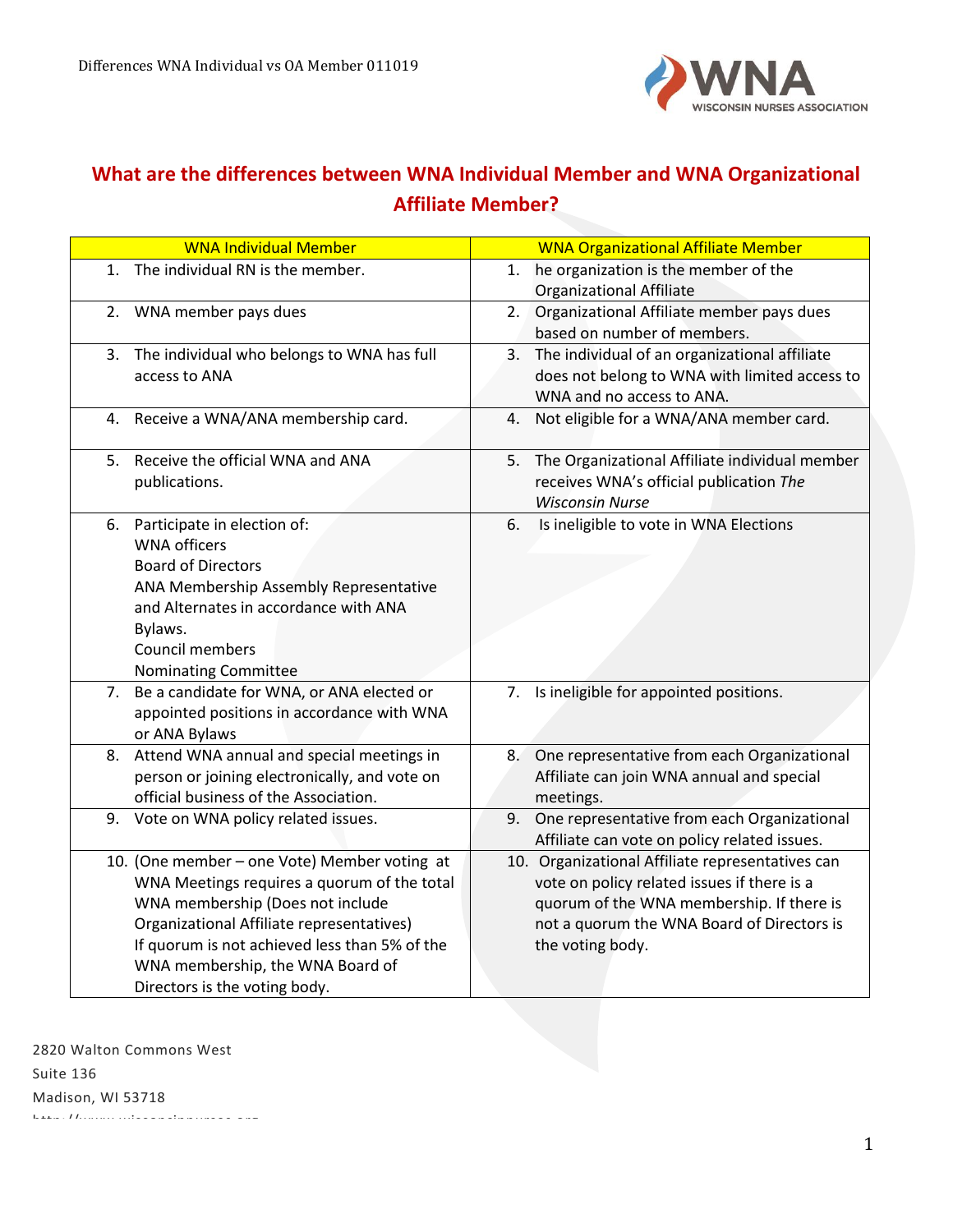## What are the differences between WNA Individual Member and WNA Organizational Affiliate Member?

| WNA Individual Member | WNA Organizational Affiliate Member |
|---|---|
| 1. The individual RN is the member. | 1. he organization is the member of the Organizational Affiliate |
| 2. WNA member pays dues | 2. Organizational Affiliate member pays dues based on number of members. |
| 3. The individual who belongs to WNA has full access to ANA | 3. The individual of an organizational affiliate does not belong to WNA with limited access to WNA and no access to ANA. |
| 4. Receive a WNA/ANA membership card. | 4. Not eligible for a WNA/ANA member card. |
| 5. Receive the official WNA and ANA publications. | 5. The Organizational Affiliate individual member receives WNA's official publication *The Wisconsin Nurse* |
| 6. Participate in election of:<br>WNA officers<br>Board of Directors<br>ANA Membership Assembly Representative and Alternates in accordance with ANA Bylaws.<br>Council members<br>Nominating Committee | 6. Is ineligible to vote in WNA Elections |
| 7. Be a candidate for WNA, or ANA elected or appointed positions in accordance with WNA or ANA Bylaws | 7. Is ineligible for appointed positions. |
| 8. Attend WNA annual and special meetings in person or joining electronically, and vote on official business of the Association. | 8. One representative from each Organizational Affiliate can join WNA annual and special meetings. |
| 9. Vote on WNA policy related issues. | 9. One representative from each Organizational Affiliate can vote on policy related issues. |
| 10. (One member – one Vote) Member voting at WNA Meetings requires a quorum of the total WNA membership (Does not include Organizational Affiliate representatives) If quorum is not achieved less than 5% of the WNA membership, the WNA Board of Directors is the voting body. | 10. Organizational Affiliate representatives can vote on policy related issues if there is a quorum of the WNA membership. If there is not a quorum the WNA Board of Directors is the voting body. |

2820 Walton Commons West
Suite 136
Madison, WI 53718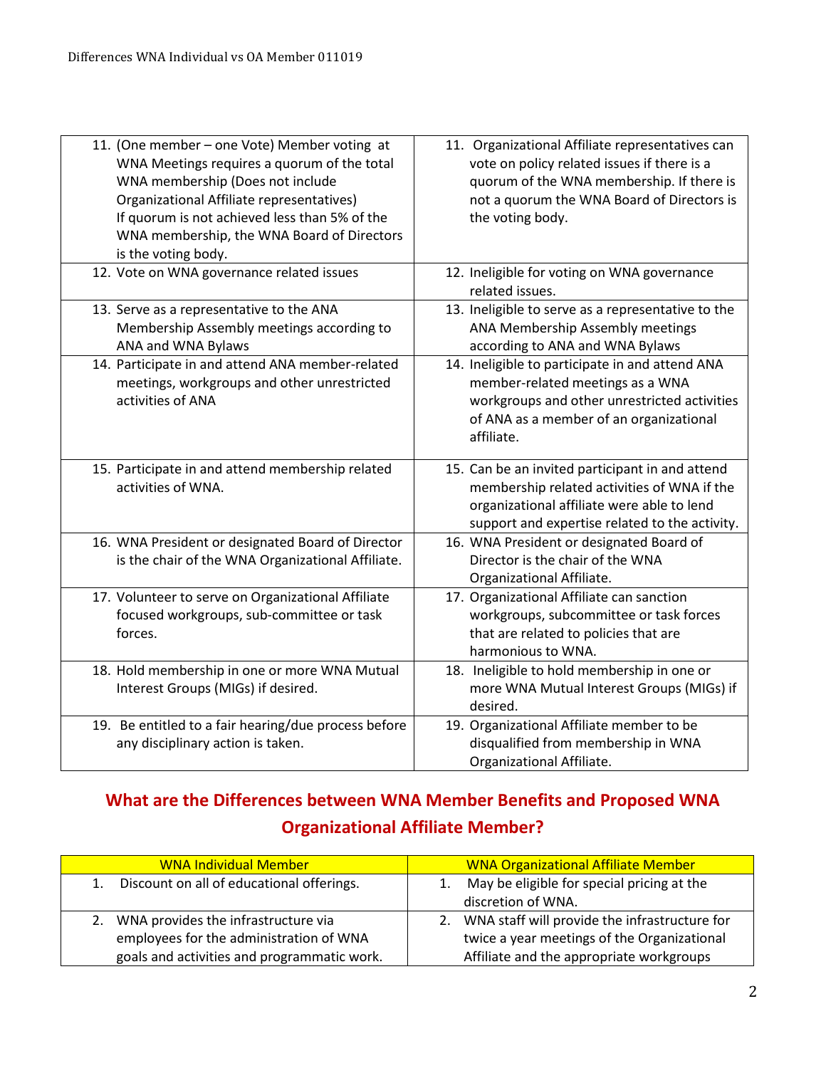| | |
|---|---|
| 11. (One member – one Vote) Member voting at WNA Meetings requires a quorum of the total WNA membership (Does not include Organizational Affiliate representatives) If quorum is not achieved less than 5% of the WNA membership, the WNA Board of Directors is the voting body. | 11. Organizational Affiliate representatives can vote on policy related issues if there is a quorum of the WNA membership. If there is not a quorum the WNA Board of Directors is the voting body. |
| 12. Vote on WNA governance related issues | 12. Ineligible for voting on WNA governance related issues. |
| 13. Serve as a representative to the ANA Membership Assembly meetings according to ANA and WNA Bylaws | 13. Ineligible to serve as a representative to the ANA Membership Assembly meetings according to ANA and WNA Bylaws |
| 14. Participate in and attend ANA member-related meetings, workgroups and other unrestricted activities of ANA | 14. Ineligible to participate in and attend ANA member-related meetings as a WNA workgroups and other unrestricted activities of ANA as a member of an organizational affiliate. |
| 15. Participate in and attend membership related activities of WNA. | 15. Can be an invited participant in and attend membership related activities of WNA if the organizational affiliate were able to lend support and expertise related to the activity. |
| 16. WNA President or designated Board of Director is the chair of the WNA Organizational Affiliate. | 16. WNA President or designated Board of Director is the chair of the WNA Organizational Affiliate. |
| 17. Volunteer to serve on Organizational Affiliate focused workgroups, sub-committee or task forces. | 17. Organizational Affiliate can sanction workgroups, subcommittee or task forces that are related to policies that are harmonious to WNA. |
| 18. Hold membership in one or more WNA Mutual Interest Groups (MIGs) if desired. | 18. Ineligible to hold membership in one or more WNA Mutual Interest Groups (MIGs) if desired. |
| 19. Be entitled to a fair hearing/due process before any disciplinary action is taken. | 19. Organizational Affiliate member to be disqualified from membership in WNA Organizational Affiliate. |

## What are the Differences between WNA Member Benefits and Proposed WNA Organizational Affiliate Member?

| WNA Individual Member | WNA Organizational Affiliate Member |
|---|---|
| 1. Discount on all of educational offerings. | 1. May be eligible for special pricing at the discretion of WNA. |
| 2. WNA provides the infrastructure via employees for the administration of WNA goals and activities and programmatic work. | 2. WNA staff will provide the infrastructure for twice a year meetings of the Organizational Affiliate and the appropriate workgroups |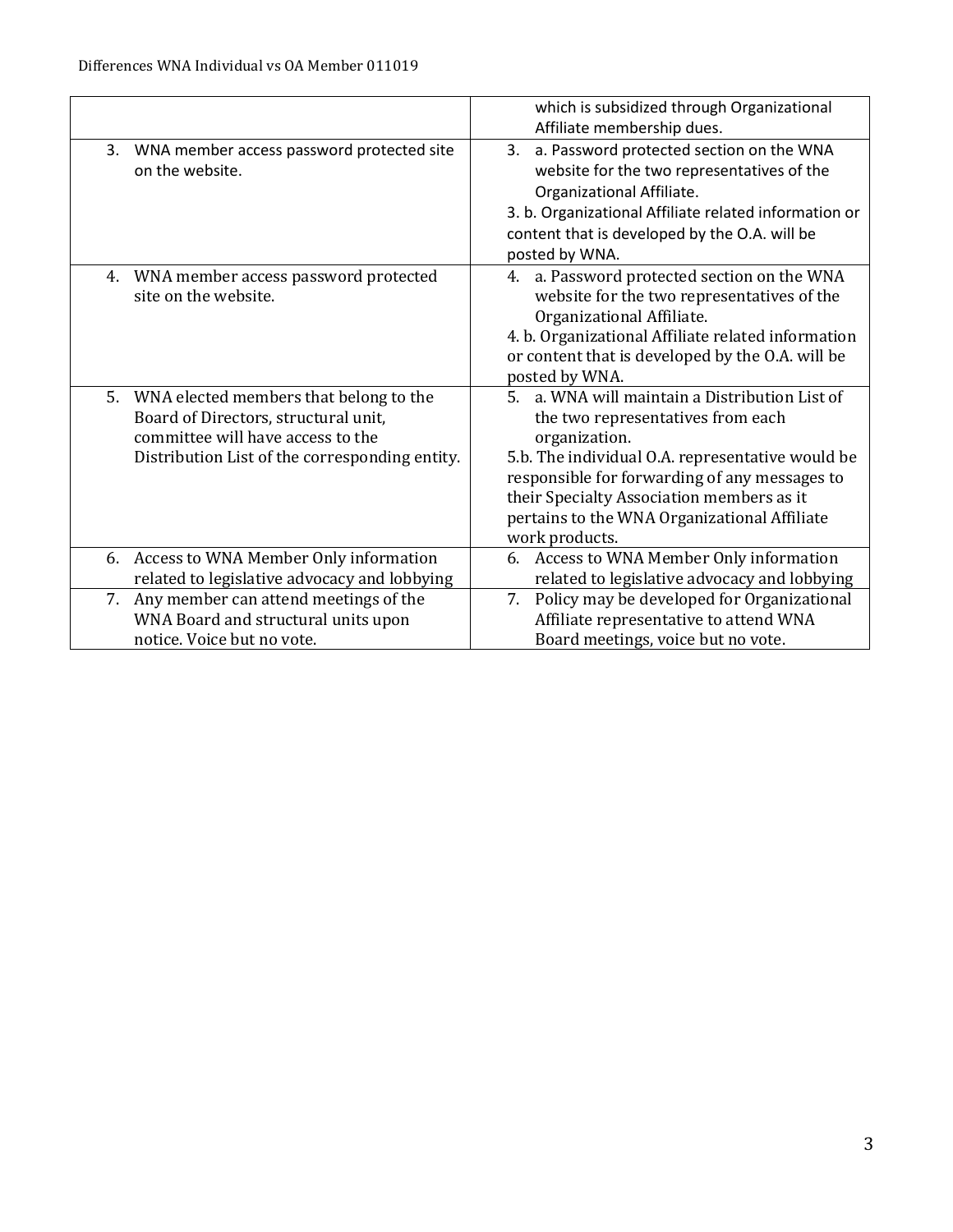| | |
|---|---|
| | which is subsidized through Organizational Affiliate membership dues. |
| 3. WNA member access password protected site on the website. | 3. a. Password protected section on the WNA website for the two representatives of the Organizational Affiliate.<br>3. b. Organizational Affiliate related information or content that is developed by the O.A. will be posted by WNA. |
| 4. WNA member access password protected site on the website. | 4. a. Password protected section on the WNA website for the two representatives of the Organizational Affiliate.<br>4. b. Organizational Affiliate related information or content that is developed by the O.A. will be posted by WNA. |
| 5. WNA elected members that belong to the Board of Directors, structural unit, committee will have access to the Distribution List of the corresponding entity. | 5. a. WNA will maintain a Distribution List of the two representatives from each organization.<br>5.b. The individual O.A. representative would be responsible for forwarding of any messages to their Specialty Association members as it pertains to the WNA Organizational Affiliate work products. |
| 6. Access to WNA Member Only information related to legislative advocacy and lobbying | 6. Access to WNA Member Only information related to legislative advocacy and lobbying |
| 7. Any member can attend meetings of the WNA Board and structural units upon notice. Voice but no vote. | 7. Policy may be developed for Organizational Affiliate representative to attend WNA Board meetings, voice but no vote. |